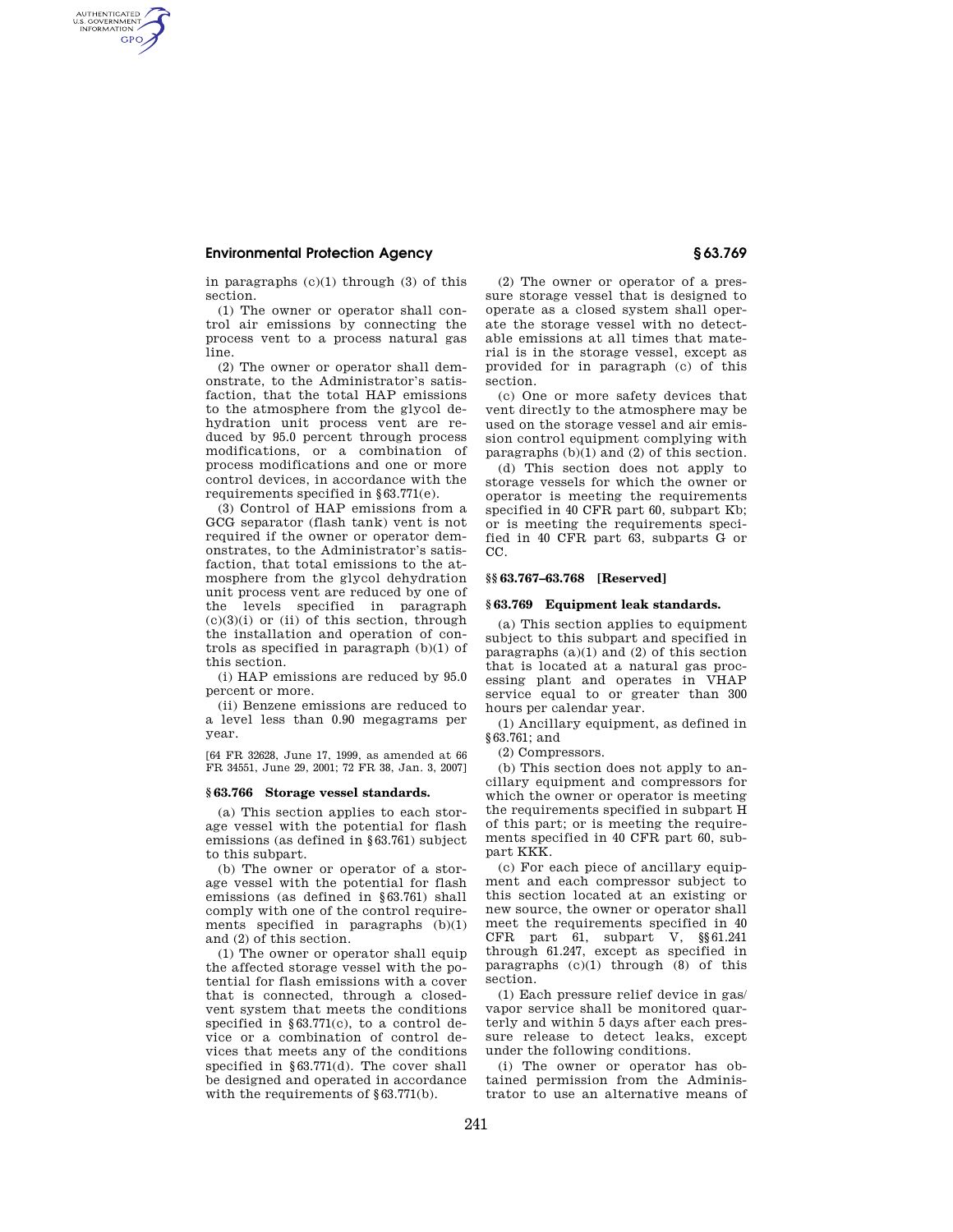in paragraphs (c)(1) through (3) of this section.

(1) The owner or operator shall control air emissions by connecting the process vent to a process natural gas line.

(2) The owner or operator shall demonstrate, to the Administrator's satisfaction, that the total HAP emissions to the atmosphere from the glycol dehydration unit process vent are reduced by 95.0 percent through process modifications, or a combination of process modifications and one or more control devices, in accordance with the requirements specified in §63.771(e).

(3) Control of HAP emissions from a GCG separator (flash tank) vent is not required if the owner or operator demonstrates, to the Administrator's satisfaction, that total emissions to the atmosphere from the glycol dehydration unit process vent are reduced by one of the levels specified in paragraph (c)(3)(i) or (ii) of this section, through the installation and operation of controls as specified in paragraph (b)(1) of this section.

(i) HAP emissions are reduced by 95.0 percent or more.

(ii) Benzene emissions are reduced to a level less than 0.90 megagrams per year.

[64 FR 32628, June 17, 1999, as amended at 66 FR 34551, June 29, 2001; 72 FR 38, Jan. 3, 2007]

### § 63.766 Storage vessel standards.

(a) This section applies to each storage vessel with the potential for flash emissions (as defined in §63.761) subject to this subpart.

(b) The owner or operator of a storage vessel with the potential for flash emissions (as defined in §63.761) shall comply with one of the control requirements specified in paragraphs (b)(1) and (2) of this section.

(1) The owner or operator shall equip the affected storage vessel with the potential for flash emissions with a cover that is connected, through a closed-vent system that meets the conditions specified in §63.771(c), to a control device or a combination of control devices that meets any of the conditions specified in §63.771(d). The cover shall be designed and operated in accordance with the requirements of §63.771(b).

(2) The owner or operator of a pressure storage vessel that is designed to operate as a closed system shall operate the storage vessel with no detectable emissions at all times that material is in the storage vessel, except as provided for in paragraph (c) of this section.

(c) One or more safety devices that vent directly to the atmosphere may be used on the storage vessel and air emission control equipment complying with paragraphs (b)(1) and (2) of this section.

(d) This section does not apply to storage vessels for which the owner or operator is meeting the requirements specified in 40 CFR part 60, subpart Kb; or is meeting the requirements specified in 40 CFR part 63, subparts G or CC.

### §§ 63.767–63.768 [Reserved]

### § 63.769 Equipment leak standards.

(a) This section applies to equipment subject to this subpart and specified in paragraphs (a)(1) and (2) of this section that is located at a natural gas processing plant and operates in VHAP service equal to or greater than 300 hours per calendar year.

(1) Ancillary equipment, as defined in §63.761; and

(2) Compressors.

(b) This section does not apply to ancillary equipment and compressors for which the owner or operator is meeting the requirements specified in subpart H of this part; or is meeting the requirements specified in 40 CFR part 60, subpart KKK.

(c) For each piece of ancillary equipment and each compressor subject to this section located at an existing or new source, the owner or operator shall meet the requirements specified in 40 CFR part 61, subpart V, §§61.241 through 61.247, except as specified in paragraphs (c)(1) through (8) of this section.

(1) Each pressure relief device in gas/vapor service shall be monitored quarterly and within 5 days after each pressure release to detect leaks, except under the following conditions.

(i) The owner or operator has obtained permission from the Administrator to use an alternative means of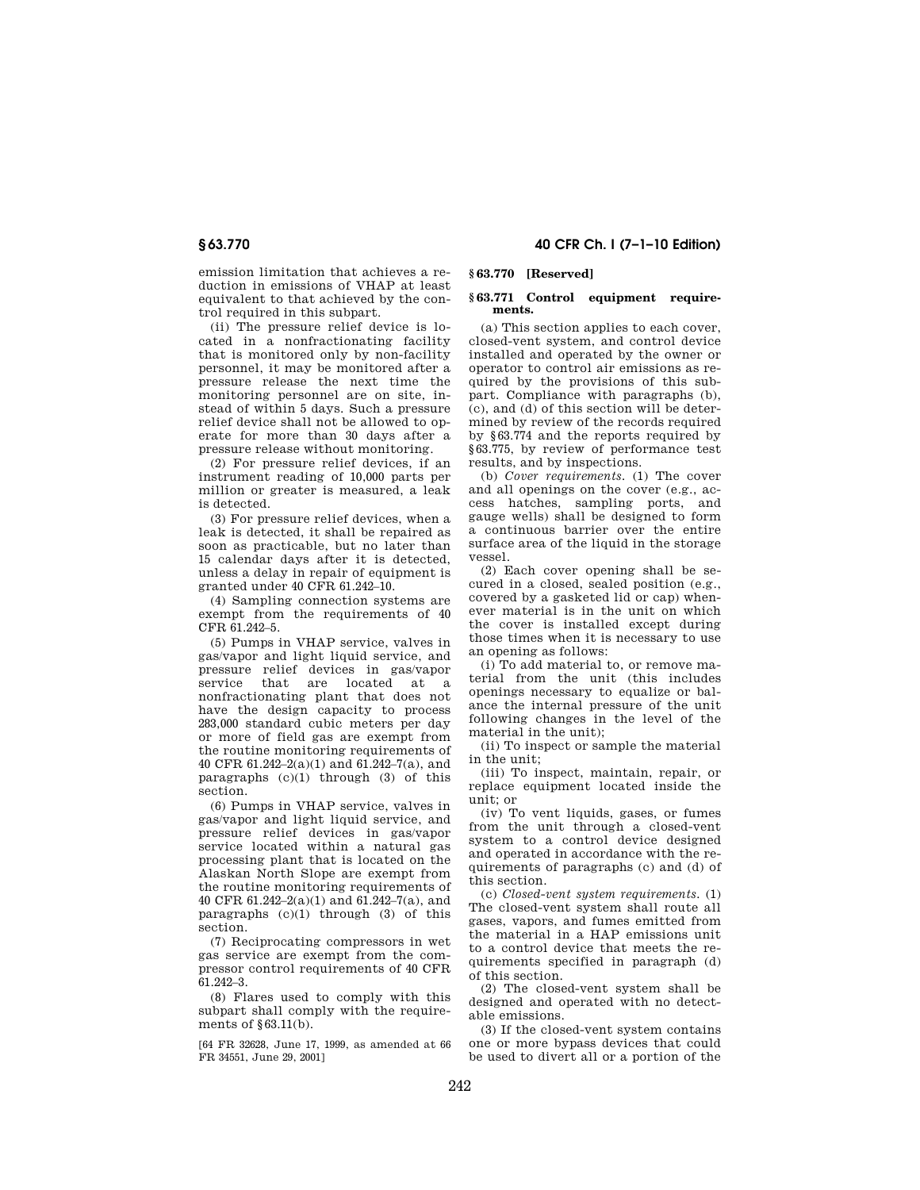emission limitation that achieves a reduction in emissions of VHAP at least equivalent to that achieved by the control required in this subpart.

(ii) The pressure relief device is located in a nonfractionating facility that is monitored only by non-facility personnel, it may be monitored after a pressure release the next time the monitoring personnel are on site, instead of within 5 days. Such a pressure relief device shall not be allowed to operate for more than 30 days after a pressure release without monitoring.

(2) For pressure relief devices, if an instrument reading of 10,000 parts per million or greater is measured, a leak is detected.

(3) For pressure relief devices, when a leak is detected, it shall be repaired as soon as practicable, but no later than 15 calendar days after it is detected, unless a delay in repair of equipment is granted under 40 CFR 61.242–10.

(4) Sampling connection systems are exempt from the requirements of 40 CFR 61.242–5.

(5) Pumps in VHAP service, valves in gas/vapor and light liquid service, and pressure relief devices in gas/vapor service that are located at a nonfractionating plant that does not have the design capacity to process 283,000 standard cubic meters per day or more of field gas are exempt from the routine monitoring requirements of 40 CFR 61.242–2(a)(1) and 61.242–7(a), and paragraphs (c)(1) through (3) of this section.

(6) Pumps in VHAP service, valves in gas/vapor and light liquid service, and pressure relief devices in gas/vapor service located within a natural gas processing plant that is located on the Alaskan North Slope are exempt from the routine monitoring requirements of 40 CFR 61.242–2(a)(1) and 61.242–7(a), and paragraphs (c)(1) through (3) of this section.

(7) Reciprocating compressors in wet gas service are exempt from the compressor control requirements of 40 CFR 61.242–3.

(8) Flares used to comply with this subpart shall comply with the requirements of §63.11(b).

[64 FR 32628, June 17, 1999, as amended at 66 FR 34551, June 29, 2001]

### § 63.770 [Reserved]

### § 63.771 Control equipment requirements.

(a) This section applies to each cover, closed-vent system, and control device installed and operated by the owner or operator to control air emissions as required by the provisions of this subpart. Compliance with paragraphs (b), (c), and (d) of this section will be determined by review of the records required by §63.774 and the reports required by §63.775, by review of performance test results, and by inspections.

(b) *Cover requirements.* (1) The cover and all openings on the cover (e.g., access hatches, sampling ports, and gauge wells) shall be designed to form a continuous barrier over the entire surface area of the liquid in the storage vessel.

(2) Each cover opening shall be secured in a closed, sealed position (e.g., covered by a gasketed lid or cap) whenever material is in the unit on which the cover is installed except during those times when it is necessary to use an opening as follows:

(i) To add material to, or remove material from the unit (this includes openings necessary to equalize or balance the internal pressure of the unit following changes in the level of the material in the unit);

(ii) To inspect or sample the material in the unit;

(iii) To inspect, maintain, repair, or replace equipment located inside the unit; or

(iv) To vent liquids, gases, or fumes from the unit through a closed-vent system to a control device designed and operated in accordance with the requirements of paragraphs (c) and (d) of this section.

(c) *Closed-vent system requirements.* (1) The closed-vent system shall route all gases, vapors, and fumes emitted from the material in a HAP emissions unit to a control device that meets the requirements specified in paragraph (d) of this section.

(2) The closed-vent system shall be designed and operated with no detectable emissions.

(3) If the closed-vent system contains one or more bypass devices that could be used to divert all or a portion of the